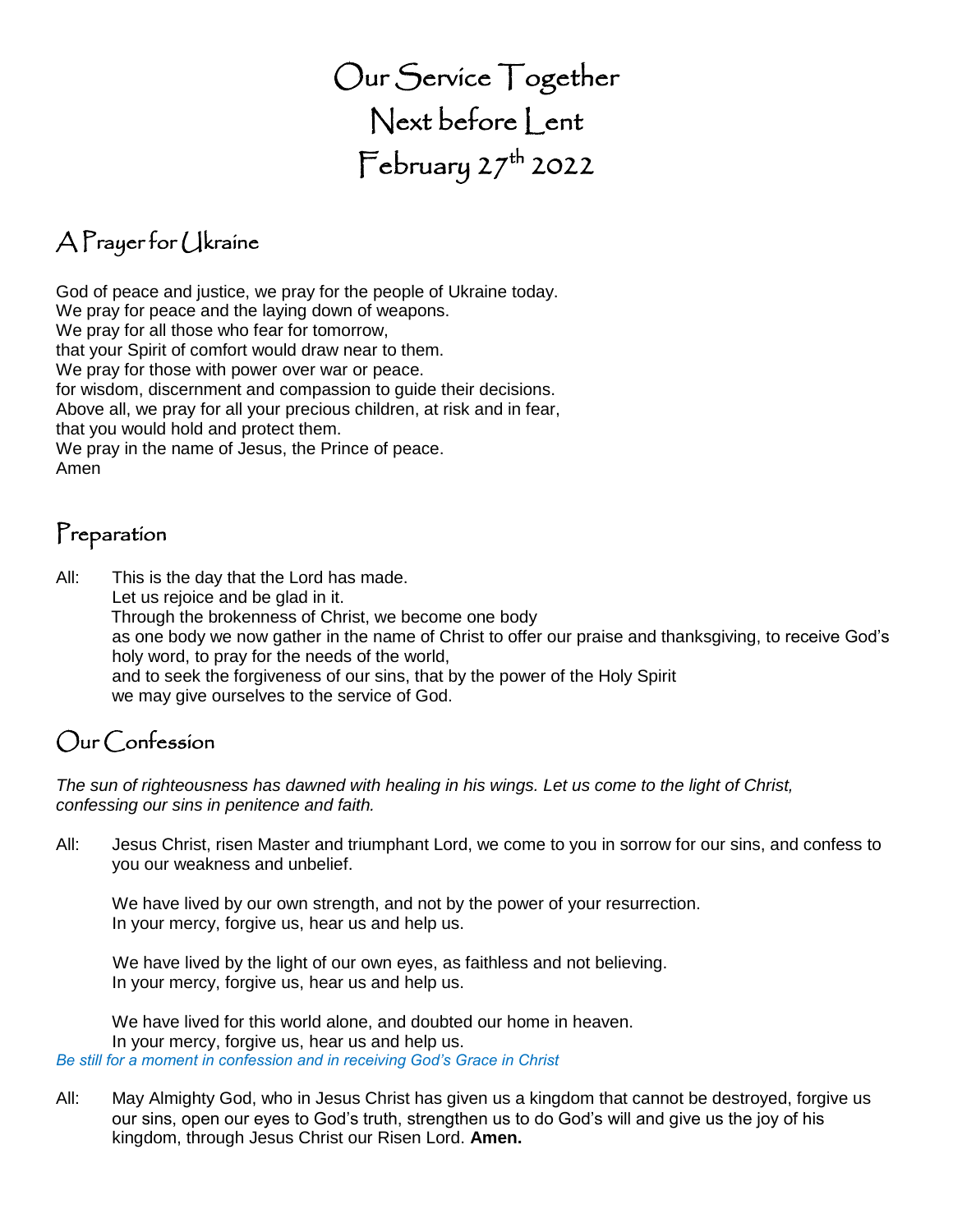# Our Service Together
# Next before Lent
# February 27th 2022

## A Prayer for Ukraine

God of peace and justice, we pray for the people of Ukraine today.
We pray for peace and the laying down of weapons.
We pray for all those who fear for tomorrow,
that your Spirit of comfort would draw near to them.
We pray for those with power over war or peace.
for wisdom, discernment and compassion to guide their decisions.
Above all, we pray for all your precious children, at risk and in fear,
that you would hold and protect them.
We pray in the name of Jesus, the Prince of peace.
Amen

## Preparation

All: This is the day that the Lord has made.
Let us rejoice and be glad in it.
Through the brokenness of Christ, we become one body
as one body we now gather in the name of Christ to offer our praise and thanksgiving, to receive God's holy word, to pray for the needs of the world,
and to seek the forgiveness of our sins, that by the power of the Holy Spirit
we may give ourselves to the service of God.

## Our Confession

*The sun of righteousness has dawned with healing in his wings. Let us come to the light of Christ, confessing our sins in penitence and faith.*

All: Jesus Christ, risen Master and triumphant Lord, we come to you in sorrow for our sins, and confess to you our weakness and unbelief.

We have lived by our own strength, and not by the power of your resurrection.
In your mercy, forgive us, hear us and help us.

We have lived by the light of our own eyes, as faithless and not believing.
In your mercy, forgive us, hear us and help us.

We have lived for this world alone, and doubted our home in heaven.
In your mercy, forgive us, hear us and help us.

*Be still for a moment in confession and in receiving God's Grace in Christ*

All: May Almighty God, who in Jesus Christ has given us a kingdom that cannot be destroyed, forgive us our sins, open our eyes to God's truth, strengthen us to do God's will and give us the joy of his kingdom, through Jesus Christ our Risen Lord. **Amen.**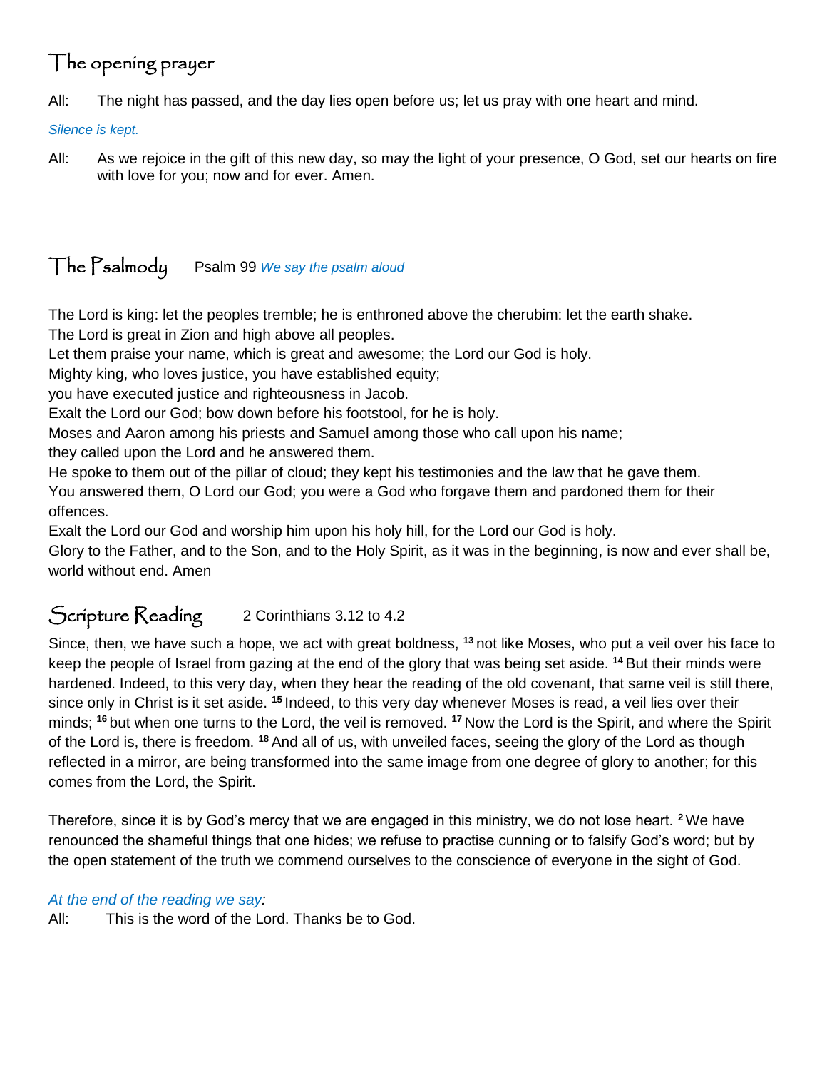## The opening prayer

All: The night has passed, and the day lies open before us; let us pray with one heart and mind.

*Silence is kept.*

All: As we rejoice in the gift of this new day, so may the light of your presence, O God, set our hearts on fire with love for you; now and for ever. Amen.

## The Psalmody    Psalm 99 *We say the psalm aloud*

The Lord is king: let the peoples tremble; he is enthroned above the cherubim: let the earth shake.
The Lord is great in Zion and high above all peoples.
Let them praise your name, which is great and awesome; the Lord our God is holy.
Mighty king, who loves justice, you have established equity;
you have executed justice and righteousness in Jacob.
Exalt the Lord our God; bow down before his footstool, for he is holy.
Moses and Aaron among his priests and Samuel among those who call upon his name;
they called upon the Lord and he answered them.
He spoke to them out of the pillar of cloud; they kept his testimonies and the law that he gave them.
You answered them, O Lord our God; you were a God who forgave them and pardoned them for their offences.
Exalt the Lord our God and worship him upon his holy hill, for the Lord our God is holy.
Glory to the Father, and to the Son, and to the Holy Spirit, as it was in the beginning, is now and ever shall be, world without end. Amen

## Scripture Reading    2 Corinthians 3.12 to 4.2

Since, then, we have such a hope, we act with great boldness, [13] not like Moses, who put a veil over his face to keep the people of Israel from gazing at the end of the glory that was being set aside. [14] But their minds were hardened. Indeed, to this very day, when they hear the reading of the old covenant, that same veil is still there, since only in Christ is it set aside. [15] Indeed, to this very day whenever Moses is read, a veil lies over their minds; [16] but when one turns to the Lord, the veil is removed. [17] Now the Lord is the Spirit, and where the Spirit of the Lord is, there is freedom. [18] And all of us, with unveiled faces, seeing the glory of the Lord as though reflected in a mirror, are being transformed into the same image from one degree of glory to another; for this comes from the Lord, the Spirit.

Therefore, since it is by God's mercy that we are engaged in this ministry, we do not lose heart. [2] We have renounced the shameful things that one hides; we refuse to practise cunning or to falsify God's word; but by the open statement of the truth we commend ourselves to the conscience of everyone in the sight of God.

*At the end of the reading we say:*

All: This is the word of the Lord. Thanks be to God.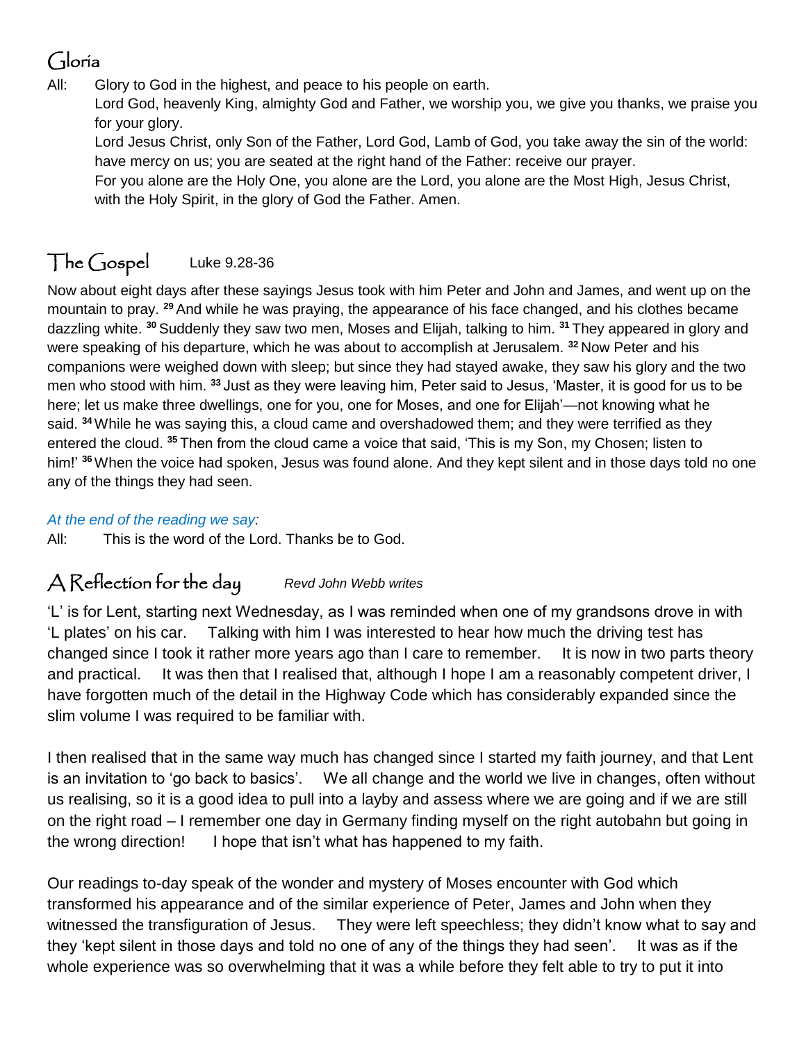## Gloria

All: Glory to God in the highest, and peace to his people on earth.
Lord God, heavenly King, almighty God and Father, we worship you, we give you thanks, we praise you for your glory.
Lord Jesus Christ, only Son of the Father, Lord God, Lamb of God, you take away the sin of the world: have mercy on us; you are seated at the right hand of the Father: receive our prayer.
For you alone are the Holy One, you alone are the Lord, you alone are the Most High, Jesus Christ, with the Holy Spirit, in the glory of God the Father. Amen.

## The Gospel Luke 9.28-36

Now about eight days after these sayings Jesus took with him Peter and John and James, and went up on the mountain to pray. **29** And while he was praying, the appearance of his face changed, and his clothes became dazzling white. **30** Suddenly they saw two men, Moses and Elijah, talking to him. **31** They appeared in glory and were speaking of his departure, which he was about to accomplish at Jerusalem. **32** Now Peter and his companions were weighed down with sleep; but since they had stayed awake, they saw his glory and the two men who stood with him. **33** Just as they were leaving him, Peter said to Jesus, 'Master, it is good for us to be here; let us make three dwellings, one for you, one for Moses, and one for Elijah'—not knowing what he said. **34** While he was saying this, a cloud came and overshadowed them; and they were terrified as they entered the cloud. **35** Then from the cloud came a voice that said, 'This is my Son, my Chosen; listen to him!' **36** When the voice had spoken, Jesus was found alone. And they kept silent and in those days told no one any of the things they had seen.

*At the end of the reading we say:*

All: This is the word of the Lord. Thanks be to God.

## A Reflection for the day *Revd John Webb writes*

'L' is for Lent, starting next Wednesday, as I was reminded when one of my grandsons drove in with 'L plates' on his car. Talking with him I was interested to hear how much the driving test has changed since I took it rather more years ago than I care to remember. It is now in two parts theory and practical. It was then that I realised that, although I hope I am a reasonably competent driver, I have forgotten much of the detail in the Highway Code which has considerably expanded since the slim volume I was required to be familiar with.

I then realised that in the same way much has changed since I started my faith journey, and that Lent is an invitation to 'go back to basics'. We all change and the world we live in changes, often without us realising, so it is a good idea to pull into a layby and assess where we are going and if we are still on the right road – I remember one day in Germany finding myself on the right autobahn but going in the wrong direction! I hope that isn't what has happened to my faith.

Our readings to-day speak of the wonder and mystery of Moses encounter with God which transformed his appearance and of the similar experience of Peter, James and John when they witnessed the transfiguration of Jesus. They were left speechless; they didn't know what to say and they 'kept silent in those days and told no one of any of the things they had seen'. It was as if the whole experience was so overwhelming that it was a while before they felt able to try to put it into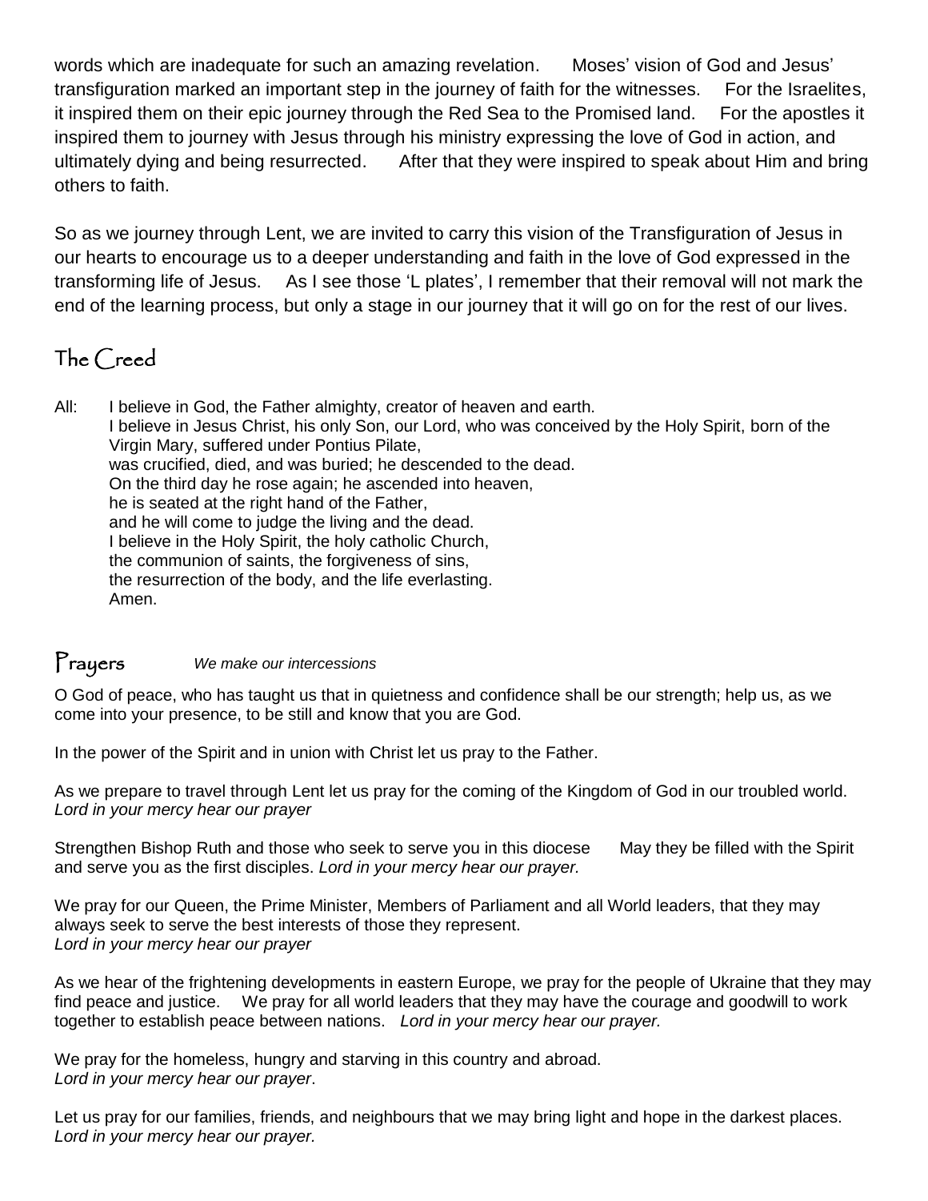words which are inadequate for such an amazing revelation. Moses' vision of God and Jesus' transfiguration marked an important step in the journey of faith for the witnesses. For the Israelites, it inspired them on their epic journey through the Red Sea to the Promised land. For the apostles it inspired them to journey with Jesus through his ministry expressing the love of God in action, and ultimately dying and being resurrected. After that they were inspired to speak about Him and bring others to faith.

So as we journey through Lent, we are invited to carry this vision of the Transfiguration of Jesus in our hearts to encourage us to a deeper understanding and faith in the love of God expressed in the transforming life of Jesus. As I see those 'L plates', I remember that their removal will not mark the end of the learning process, but only a stage in our journey that it will go on for the rest of our lives.

## The Creed

All: I believe in God, the Father almighty, creator of heaven and earth.
I believe in Jesus Christ, his only Son, our Lord, who was conceived by the Holy Spirit, born of the Virgin Mary, suffered under Pontius Pilate,
was crucified, died, and was buried; he descended to the dead.
On the third day he rose again; he ascended into heaven,
he is seated at the right hand of the Father,
and he will come to judge the living and the dead.
I believe in the Holy Spirit, the holy catholic Church,
the communion of saints, the forgiveness of sins,
the resurrection of the body, and the life everlasting.
Amen.

## Prayers *We make our intercessions*

O God of peace, who has taught us that in quietness and confidence shall be our strength; help us, as we come into your presence, to be still and know that you are God.

In the power of the Spirit and in union with Christ let us pray to the Father.

As we prepare to travel through Lent let us pray for the coming of the Kingdom of God in our troubled world.
*Lord in your mercy hear our prayer*

Strengthen Bishop Ruth and those who seek to serve you in this diocese May they be filled with the Spirit and serve you as the first disciples. *Lord in your mercy hear our prayer.*

We pray for our Queen, the Prime Minister, Members of Parliament and all World leaders, that they may always seek to serve the best interests of those they represent.
*Lord in your mercy hear our prayer*

As we hear of the frightening developments in eastern Europe, we pray for the people of Ukraine that they may find peace and justice. We pray for all world leaders that they may have the courage and goodwill to work together to establish peace between nations. *Lord in your mercy hear our prayer.*

We pray for the homeless, hungry and starving in this country and abroad.
*Lord in your mercy hear our prayer*.

Let us pray for our families, friends, and neighbours that we may bring light and hope in the darkest places.
*Lord in your mercy hear our prayer.*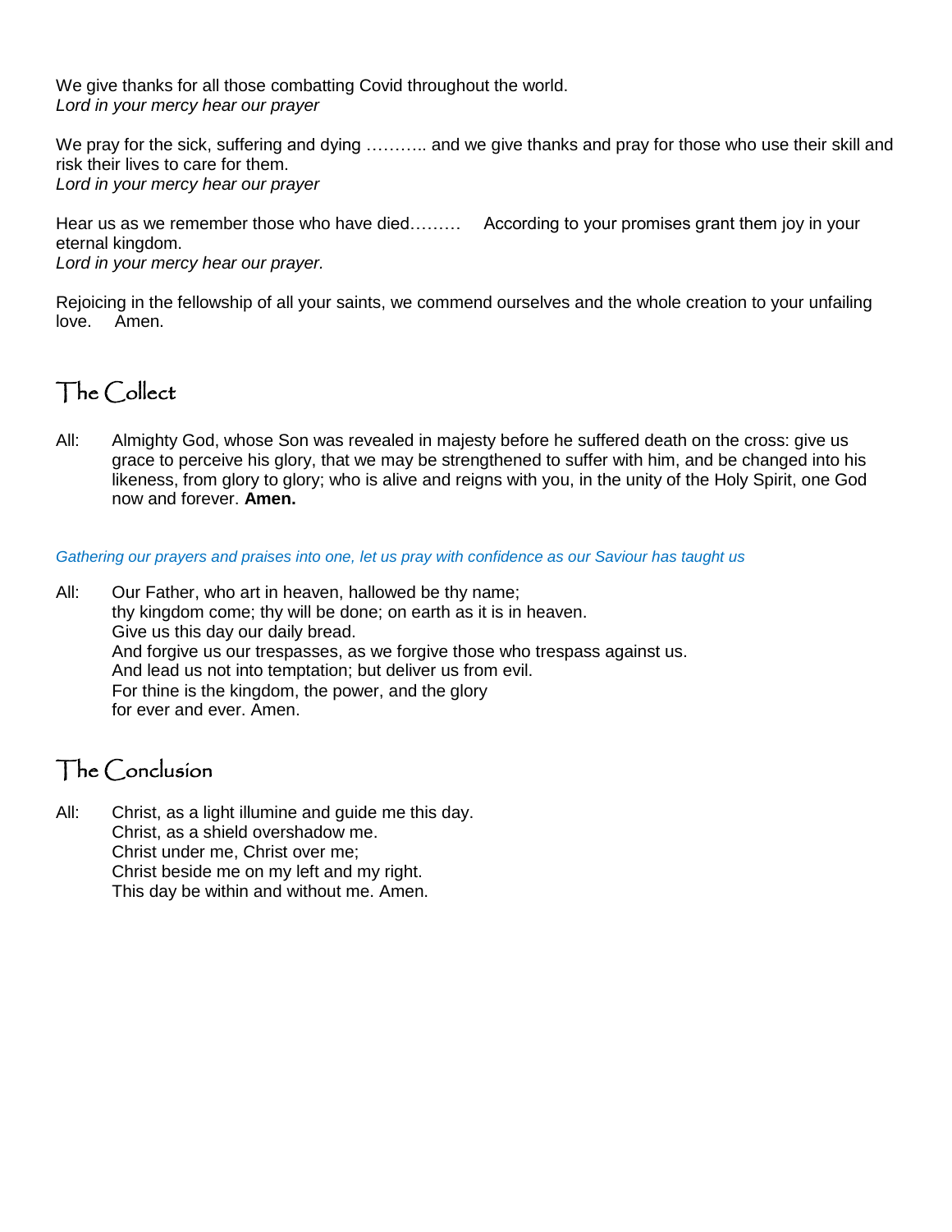We give thanks for all those combatting Covid throughout the world.
*Lord in your mercy hear our prayer*

We pray for the sick, suffering and dying ……….. and we give thanks and pray for those who use their skill and risk their lives to care for them.
*Lord in your mercy hear our prayer*

Hear us as we remember those who have died……… According to your promises grant them joy in your eternal kingdom.
*Lord in your mercy hear our prayer.*

Rejoicing in the fellowship of all your saints, we commend ourselves and the whole creation to your unfailing love. Amen.

## The Collect

All: Almighty God, whose Son was revealed in majesty before he suffered death on the cross: give us grace to perceive his glory, that we may be strengthened to suffer with him, and be changed into his likeness, from glory to glory; who is alive and reigns with you, in the unity of the Holy Spirit, one God now and forever. **Amen.**

*Gathering our prayers and praises into one, let us pray with confidence as our Saviour has taught us*

All: Our Father, who art in heaven, hallowed be thy name;
thy kingdom come; thy will be done; on earth as it is in heaven.
Give us this day our daily bread.
And forgive us our trespasses, as we forgive those who trespass against us.
And lead us not into temptation; but deliver us from evil.
For thine is the kingdom, the power, and the glory
for ever and ever. Amen.

## The Conclusion

All: Christ, as a light illumine and guide me this day.
Christ, as a shield overshadow me.
Christ under me, Christ over me;
Christ beside me on my left and my right.
This day be within and without me. Amen.